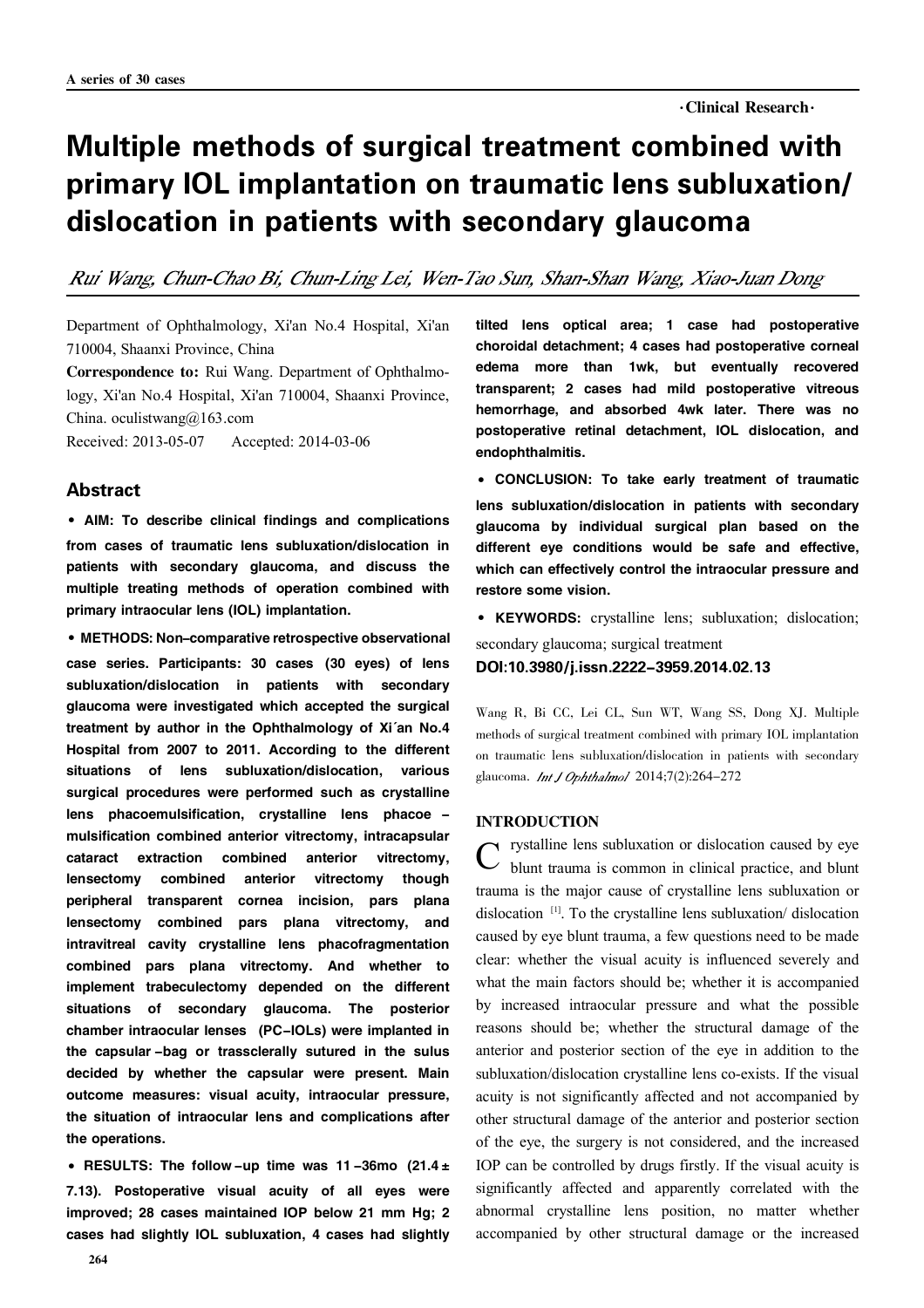·Clinical Research·

# Multiple methods of surgical treatment combined with primary IOL implantation on traumatic lens subluxation/dislocation in patients with secondary glaucoma

*Rui Wang, Chun-Chao Bi, Chun-Ling Lei, Wen-Tao Sun, Shan-Shan Wang, Xiao-Juan Dong*

Department of Ophthalmology, Xi'an No.4 Hospital, Xi'an 710004, Shaanxi Province, China

**Correspondence to:** Rui Wang. Department of Ophthalmology, Xi'an No.4 Hospital, Xi'an 710004, Shaanxi Province, China. oculistwang@163.com

Received: 2013-05-07 Accepted: 2014-03-06

## Abstract

**• AIM: To describe clinical findings and complications from cases of traumatic lens subluxation/dislocation in patients with secondary glaucoma, and discuss the multiple treating methods of operation combined with primary intraocular lens (IOL) implantation.**

**• METHODS: Non–comparative retrospective observational case series. Participants: 30 cases (30 eyes) of lens subluxation/dislocation in patients with secondary glaucoma were investigated which accepted the surgical treatment by author in the Ophthalmology of Xi´an No.4 Hospital from 2007 to 2011. According to the different situations of lens subluxation/dislocation, various surgical procedures were performed such as crystalline lens phacoemulsification, crystalline lens phacoe – mulsification combined anterior vitrectomy, intracapsular cataract extraction combined anterior vitrectomy, lensectomy combined anterior vitrectomy though peripheral transparent cornea incision, pars plana lensectomy combined pars plana vitrectomy, and intravitreal cavity crystalline lens phacofragmentation combined pars plana vitrectomy. And whether to implement trabeculectomy depended on the different situations of secondary glaucoma. The posterior chamber intraocular lenses (PC–IOLs) were implanted in the capsular–bag or trassclerally sutured in the sulus decided by whether the capsular were present. Main outcome measures: visual acuity, intraocular pressure, the situation of intraocular lens and complications after the operations.**

**• RESULTS: The follow–up time was 11–36mo (21.4±7.13). Postoperative visual acuity of all eyes were improved; 28 cases maintained IOP below 21 mm Hg; 2 cases had slightly IOL subluxation, 4 cases had slightly tilted lens optical area; 1 case had postoperative choroidal detachment; 4 cases had postoperative corneal edema more than 1wk, but eventually recovered transparent; 2 cases had mild postoperative vitreous hemorrhage, and absorbed 4wk later. There was no postoperative retinal detachment, IOL dislocation, and endophthalmitis.**

**• CONCLUSION: To take early treatment of traumatic lens subluxation/dislocation in patients with secondary glaucoma by individual surgical plan based on the different eye conditions would be safe and effective, which can effectively control the intraocular pressure and restore some vision.**

**• KEYWORDS:** crystalline lens; subluxation; dislocation; secondary glaucoma; surgical treatment

**DOI:10.3980/j.issn.2222–3959.2014.02.13**

Wang R, Bi CC, Lei CL, Sun WT, Wang SS, Dong XJ. Multiple methods of surgical treatment combined with primary IOL implantation on traumatic lens subluxation/dislocation in patients with secondary glaucoma. *Int J Ophthalmol* 2014;7(2):264–272

## INTRODUCTION

Crystalline lens subluxation or dislocation caused by eye blunt trauma is common in clinical practice, and blunt trauma is the major cause of crystalline lens subluxation or dislocation [1]. To the crystalline lens subluxation/ dislocation caused by eye blunt trauma, a few questions need to be made clear: whether the visual acuity is influenced severely and what the main factors should be; whether it is accompanied by increased intraocular pressure and what the possible reasons should be; whether the structural damage of the anterior and posterior section of the eye in addition to the subluxation/dislocation crystalline lens co-exists. If the visual acuity is not significantly affected and not accompanied by other structural damage of the anterior and posterior section of the eye, the surgery is not considered, and the increased IOP can be controlled by drugs firstly. If the visual acuity is significantly affected and apparently correlated with the abnormal crystalline lens position, no matter whether accompanied by other structural damage or the increased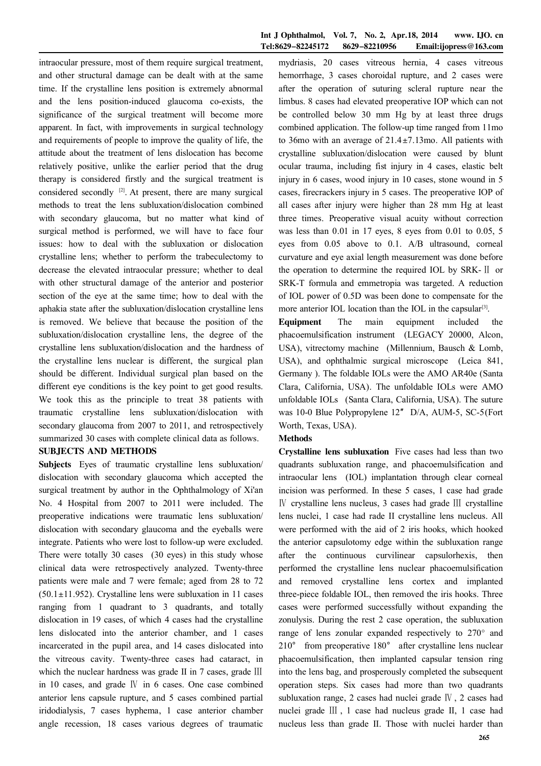intraocular pressure, most of them require surgical treatment, and other structural damage can be dealt with at the same time. If the crystalline lens position is extremely abnormal and the lens position-induced glaucoma co-exists, the significance of the surgical treatment will become more apparent. In fact, with improvements in surgical technology and requirements of people to improve the quality of life, the attitude about the treatment of lens dislocation has become relatively positive, unlike the earlier period that the drug therapy is considered firstly and the surgical treatment is considered secondly [2]. At present, there are many surgical methods to treat the lens subluxation/dislocation combined with secondary glaucoma, but no matter what kind of surgical method is performed, we will have to face four issues: how to deal with the subluxation or dislocation crystalline lens; whether to perform the trabeculectomy to decrease the elevated intraocular pressure; whether to deal with other structural damage of the anterior and posterior section of the eye at the same time; how to deal with the aphakia state after the subluxation/dislocation crystalline lens is removed. We believe that because the position of the subluxation/dislocation crystalline lens, the degree of the crystalline lens subluxation/dislocation and the hardness of the crystalline lens nuclear is different, the surgical plan should be different. Individual surgical plan based on the different eye conditions is the key point to get good results. We took this as the principle to treat 38 patients with traumatic crystalline lens subluxation/dislocation with secondary glaucoma from 2007 to 2011, and retrospectively summarized 30 cases with complete clinical data as follows.

## SUBJECTS AND METHODS

**Subjects** Eyes of traumatic crystalline lens subluxation/dislocation with secondary glaucoma which accepted the surgical treatment by author in the Ophthalmology of Xi'an No. 4 Hospital from 2007 to 2011 were included. The preoperative indications were traumatic lens subluxation/dislocation with secondary glaucoma and the eyeballs were integrate. Patients who were lost to follow-up were excluded. There were totally 30 cases (30 eyes) in this study whose clinical data were retrospectively analyzed. Twenty-three patients were male and 7 were female; aged from 28 to 72 (50.1±11.952). Crystalline lens were subluxation in 11 cases ranging from 1 quadrant to 3 quadrants, and totally dislocation in 19 cases, of which 4 cases had the crystalline lens dislocated into the anterior chamber, and 1 cases incarcerated in the pupil area, and 14 cases dislocated into the vitreous cavity. Twenty-three cases had cataract, in which the nuclear hardness was grade II in 7 cases, grade Ⅲ in 10 cases, and grade Ⅳ in 6 cases. One case combined anterior lens capsule rupture, and 5 cases combined partial iridodialysis, 7 cases hyphema, 1 case anterior chamber angle recession, 18 cases various degrees of traumatic mydriasis, 20 cases vitreous hernia, 4 cases vitreous hemorrhage, 3 cases choroidal rupture, and 2 cases were after the operation of suturing scleral rupture near the limbus. 8 cases had elevated preoperative IOP which can not be controlled below 30 mm Hg by at least three drugs combined application. The follow-up time ranged from 11mo to 36mo with an average of 21.4±7.13mo. All patients with crystalline subluxation/dislocation were caused by blunt ocular trauma, including fist injury in 4 cases, elastic belt injury in 6 cases, wood injury in 10 cases, stone wound in 5 cases, firecrackers injury in 5 cases. The preoperative IOP of all cases after injury were higher than 28 mm Hg at least three times. Preoperative visual acuity without correction was less than 0.01 in 17 eyes, 8 eyes from 0.01 to 0.05, 5 eyes from 0.05 above to 0.1. A/B ultrasound, corneal curvature and eye axial length measurement was done before the operation to determine the required IOL by SRK-Ⅱ or SRK-T formula and emmetropia was targeted. A reduction of IOL power of 0.5D was been done to compensate for the more anterior IOL location than the IOL in the capsular[3].

**Equipment** The main equipment included the phacoemulsification instrument (LEGACY 20000, Alcon, USA), vitrectomy machine (Millennium, Bausch & Lomb, USA), and ophthalmic surgical microscope (Leica 841, Germany ). The foldable IOLs were the AMO AR40e (Santa Clara, California, USA). The unfoldable IOLs were AMO unfoldable IOLs (Santa Clara, California, USA). The suture was 10-0 Blue Polypropylene 12″ D/A, AUM-5, SC-5(Fort Worth, Texas, USA).

**Methods**

**Crystalline lens subluxation** Five cases had less than two quadrants subluxation range, and phacoemulsification and intraocular lens (IOL) implantation through clear corneal incision was performed. In these 5 cases, 1 case had grade Ⅳ crystalline lens nucleus, 3 cases had grade Ⅲ crystalline lens nuclei, 1 case had rade II crystalline lens nucleus. All were performed with the aid of 2 iris hooks, which hooked the anterior capsulotomy edge within the subluxation range after the continuous curvilinear capsulorhexis, then performed the crystalline lens nuclear phacoemulsification and removed crystalline lens cortex and implanted three-piece foldable IOL, then removed the iris hooks. Three cases were performed successfully without expanding the zonulysis. During the rest 2 case operation, the subluxation range of lens zonular expanded respectively to 270° and 210° from preoperative 180° after crystalline lens nuclear phacoemulsification, then implanted capsular tension ring into the lens bag, and prosperously completed the subsequent operation steps. Six cases had more than two quadrants subluxation range, 2 cases had nuclei grade Ⅳ, 2 cases had nuclei grade Ⅲ, 1 case had nucleus grade II, 1 case had nucleus less than grade II. Those with nuclei harder than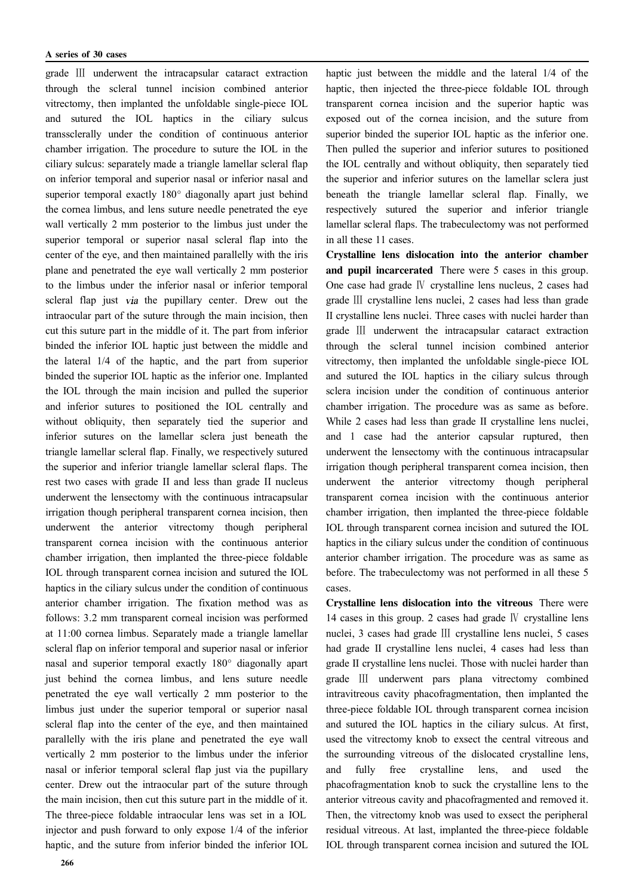grade Ⅲ underwent the intracapsular cataract extraction through the scleral tunnel incision combined anterior vitrectomy, then implanted the unfoldable single-piece IOL and sutured the IOL haptics in the ciliary sulcus transsclerally under the condition of continuous anterior chamber irrigation. The procedure to suture the IOL in the ciliary sulcus: separately made a triangle lamellar scleral flap on inferior temporal and superior nasal or inferior nasal and superior temporal exactly 180° diagonally apart just behind the cornea limbus, and lens suture needle penetrated the eye wall vertically 2 mm posterior to the limbus just under the superior temporal or superior nasal scleral flap into the center of the eye, and then maintained parallelly with the iris plane and penetrated the eye wall vertically 2 mm posterior to the limbus under the inferior nasal or inferior temporal scleral flap just *via* the pupillary center. Drew out the intraocular part of the suture through the main incision, then cut this suture part in the middle of it. The part from inferior binded the inferior IOL haptic just between the middle and the lateral 1/4 of the haptic, and the part from superior binded the superior IOL haptic as the inferior one. Implanted the IOL through the main incision and pulled the superior and inferior sutures to positioned the IOL centrally and without obliquity, then separately tied the superior and inferior sutures on the lamellar sclera just beneath the triangle lamellar scleral flap. Finally, we respectively sutured the superior and inferior triangle lamellar scleral flaps. The rest two cases with grade II and less than grade II nucleus underwent the lensectomy with the continuous intracapsular irrigation though peripheral transparent cornea incision, then underwent the anterior vitrectomy though peripheral transparent cornea incision with the continuous anterior chamber irrigation, then implanted the three-piece foldable IOL through transparent cornea incision and sutured the IOL haptics in the ciliary sulcus under the condition of continuous anterior chamber irrigation. The fixation method was as follows: 3.2 mm transparent corneal incision was performed at 11:00 cornea limbus. Separately made a triangle lamellar scleral flap on inferior temporal and superior nasal or inferior nasal and superior temporal exactly 180° diagonally apart just behind the cornea limbus, and lens suture needle penetrated the eye wall vertically 2 mm posterior to the limbus just under the superior temporal or superior nasal scleral flap into the center of the eye, and then maintained parallelly with the iris plane and penetrated the eye wall vertically 2 mm posterior to the limbus under the inferior nasal or inferior temporal scleral flap just via the pupillary center. Drew out the intraocular part of the suture through the main incision, then cut this suture part in the middle of it. The three-piece foldable intraocular lens was set in a IOL injector and push forward to only expose 1/4 of the inferior haptic, and the suture from inferior binded the inferior IOL haptic just between the middle and the lateral 1/4 of the haptic, then injected the three-piece foldable IOL through transparent cornea incision and the superior haptic was exposed out of the cornea incision, and the suture from superior binded the superior IOL haptic as the inferior one. Then pulled the superior and inferior sutures to positioned the IOL centrally and without obliquity, then separately tied the superior and inferior sutures on the lamellar sclera just beneath the triangle lamellar scleral flap. Finally, we respectively sutured the superior and inferior triangle lamellar scleral flaps. The trabeculectomy was not performed in all these 11 cases.

**Crystalline lens dislocation into the anterior chamber and pupil incarcerated** There were 5 cases in this group. One case had grade Ⅳ crystalline lens nucleus, 2 cases had grade Ⅲ crystalline lens nuclei, 2 cases had less than grade II crystalline lens nuclei. Three cases with nuclei harder than grade Ⅲ underwent the intracapsular cataract extraction through the scleral tunnel incision combined anterior vitrectomy, then implanted the unfoldable single-piece IOL and sutured the IOL haptics in the ciliary sulcus through sclera incision under the condition of continuous anterior chamber irrigation. The procedure was as same as before. While 2 cases had less than grade II crystalline lens nuclei, and 1 case had the anterior capsular ruptured, then underwent the lensectomy with the continuous intracapsular irrigation though peripheral transparent cornea incision, then underwent the anterior vitrectomy though peripheral transparent cornea incision with the continuous anterior chamber irrigation, then implanted the three-piece foldable IOL through transparent cornea incision and sutured the IOL haptics in the ciliary sulcus under the condition of continuous anterior chamber irrigation. The procedure was as same as before. The trabeculectomy was not performed in all these 5 cases.

**Crystalline lens dislocation into the vitreous** There were 14 cases in this group. 2 cases had grade Ⅳ crystalline lens nuclei, 3 cases had grade Ⅲ crystalline lens nuclei, 5 cases had grade II crystalline lens nuclei, 4 cases had less than grade II crystalline lens nuclei. Those with nuclei harder than grade Ⅲ underwent pars plana vitrectomy combined intravitreous cavity phacofragmentation, then implanted the three-piece foldable IOL through transparent cornea incision and sutured the IOL haptics in the ciliary sulcus. At first, used the vitrectomy knob to exsect the central vitreous and the surrounding vitreous of the dislocated crystalline lens, and fully free crystalline lens, and used the phacofragmentation knob to suck the crystalline lens to the anterior vitreous cavity and phacofragmented and removed it. Then, the vitrectomy knob was used to exsect the peripheral residual vitreous. At last, implanted the three-piece foldable IOL through transparent cornea incision and sutured the IOL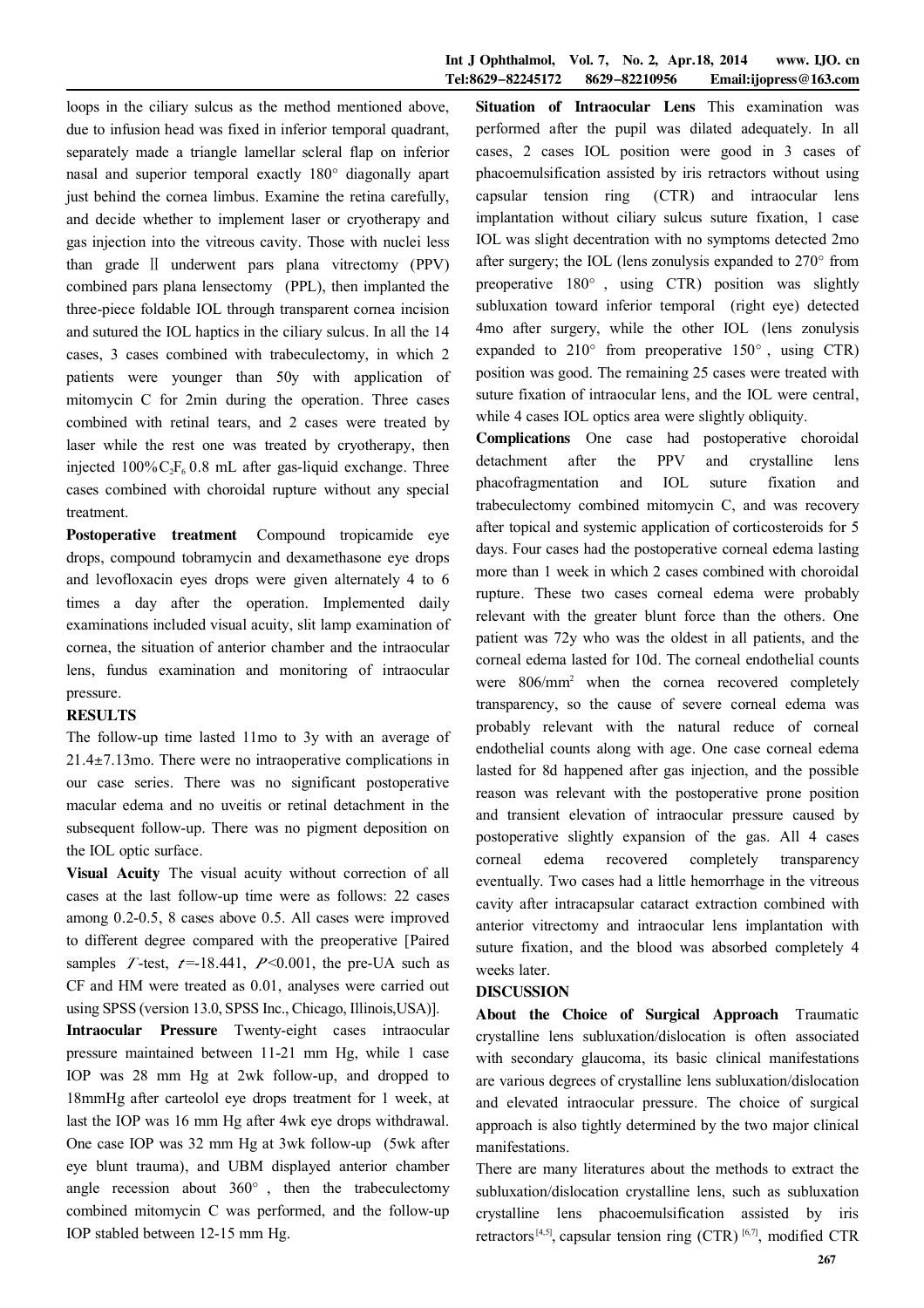loops in the ciliary sulcus as the method mentioned above, due to infusion head was fixed in inferior temporal quadrant, separately made a triangle lamellar scleral flap on inferior nasal and superior temporal exactly 180° diagonally apart just behind the cornea limbus. Examine the retina carefully, and decide whether to implement laser or cryotherapy and gas injection into the vitreous cavity. Those with nuclei less than grade Ⅱ underwent pars plana vitrectomy (PPV) combined pars plana lensectomy (PPL), then implanted the three-piece foldable IOL through transparent cornea incision and sutured the IOL haptics in the ciliary sulcus. In all the 14 cases, 3 cases combined with trabeculectomy, in which 2 patients were younger than 50y with application of mitomycin C for 2min during the operation. Three cases combined with retinal tears, and 2 cases were treated by laser while the rest one was treated by cryotherapy, then injected 100% $C_2F_6$ 0.8 mL after gas-liquid exchange. Three cases combined with choroidal rupture without any special treatment.

**Postoperative treatment** Compound tropicamide eye drops, compound tobramycin and dexamethasone eye drops and levofloxacin eyes drops were given alternately 4 to 6 times a day after the operation. Implemented daily examinations included visual acuity, slit lamp examination of cornea, the situation of anterior chamber and the intraocular lens, fundus examination and monitoring of intraocular pressure.

## RESULTS

The follow-up time lasted 11mo to 3y with an average of 21.4±7.13mo. There were no intraoperative complications in our case series. There was no significant postoperative macular edema and no uveitis or retinal detachment in the subsequent follow-up. There was no pigment deposition on the IOL optic surface.

**Visual Acuity** The visual acuity without correction of all cases at the last follow-up time were as follows: 22 cases among 0.2-0.5, 8 cases above 0.5. All cases were improved to different degree compared with the preoperative [Paired samples $T$-test, $t$=-18.441, $P$<0.001, the pre-UA such as CF and HM were treated as 0.01, analyses were carried out using SPSS (version 13.0, SPSS Inc., Chicago, Illinois,USA)].

**Intraocular Pressure** Twenty-eight cases intraocular pressure maintained between 11-21 mm Hg, while 1 case IOP was 28 mm Hg at 2wk follow-up, and dropped to 18mmHg after carteolol eye drops treatment for 1 week, at last the IOP was 16 mm Hg after 4wk eye drops withdrawal. One case IOP was 32 mm Hg at 3wk follow-up (5wk after eye blunt trauma), and UBM displayed anterior chamber angle recession about 360°, then the trabeculectomy combined mitomycin C was performed, and the follow-up IOP stabled between 12-15 mm Hg.

**Situation of Intraocular Lens** This examination was performed after the pupil was dilated adequately. In all cases, 2 cases IOL position were good in 3 cases of phacoemulsification assisted by iris retractors without using capsular tension ring (CTR) and intraocular lens implantation without ciliary sulcus suture fixation, 1 case IOL was slight decentration with no symptoms detected 2mo after surgery; the IOL (lens zonulysis expanded to 270° from preoperative 180°, using CTR) position was slightly subluxation toward inferior temporal (right eye) detected 4mo after surgery, while the other IOL (lens zonulysis expanded to 210° from preoperative 150°, using CTR) position was good. The remaining 25 cases were treated with suture fixation of intraocular lens, and the IOL were central, while 4 cases IOL optics area were slightly obliquity.

**Complications** One case had postoperative choroidal detachment after the PPV and crystalline lens phacofragmentation and IOL suture fixation and trabeculectomy combined mitomycin C, and was recovery after topical and systemic application of corticosteroids for 5 days. Four cases had the postoperative corneal edema lasting more than 1 week in which 2 cases combined with choroidal rupture. These two cases corneal edema were probably relevant with the greater blunt force than the others. One patient was 72y who was the oldest in all patients, and the corneal edema lasted for 10d. The corneal endothelial counts were 806/mm$^2$ when the cornea recovered completely transparency, so the cause of severe corneal edema was probably relevant with the natural reduce of corneal endothelial counts along with age. One case corneal edema lasted for 8d happened after gas injection, and the possible reason was relevant with the postoperative prone position and transient elevation of intraocular pressure caused by postoperative slightly expansion of the gas. All 4 cases corneal edema recovered completely transparency eventually. Two cases had a little hemorrhage in the vitreous cavity after intracapsular cataract extraction combined with anterior vitrectomy and intraocular lens implantation with suture fixation, and the blood was absorbed completely 4 weeks later.

## DISCUSSION

**About the Choice of Surgical Approach** Traumatic crystalline lens subluxation/dislocation is often associated with secondary glaucoma, its basic clinical manifestations are various degrees of crystalline lens subluxation/dislocation and elevated intraocular pressure. The choice of surgical approach is also tightly determined by the two major clinical manifestations.

There are many literatures about the methods to extract the subluxation/dislocation crystalline lens, such as subluxation crystalline lens phacoemulsification assisted by iris retractors [4,5], capsular tension ring (CTR) [6,7], modified CTR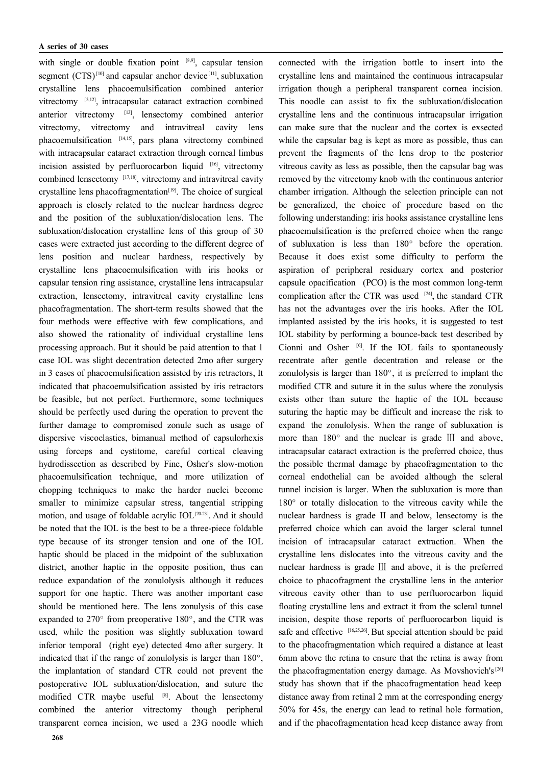with single or double fixation point [8,9], capsular tension segment (CTS)[10] and capsular anchor device[11], subluxation crystalline lens phacoemulsification combined anterior vitrectomy [5,12], intracapsular cataract extraction combined anterior vitrectomy [13], lensectomy combined anterior vitrectomy, vitrectomy and intravitreal cavity lens phacoemulsification [14,15], pars plana vitrectomy combined with intracapsular cataract extraction through corneal limbus incision assisted by perfluorocarbon liquid [16], vitrectomy combined lensectomy [17,18], vitrectomy and intravitreal cavity crystalline lens phacofragmentation[19]. The choice of surgical approach is closely related to the nuclear hardness degree and the position of the subluxation/dislocation lens. The subluxation/dislocation crystalline lens of this group of 30 cases were extracted just according to the different degree of lens position and nuclear hardness, respectively by crystalline lens phacoemulsification with iris hooks or capsular tension ring assistance, crystalline lens intracapsular extraction, lensectomy, intravitreal cavity crystalline lens phacofragmentation. The short-term results showed that the four methods were effective with few complications, and also showed the rationality of individual crystalline lens processing approach. But it should be paid attention to that 1 case IOL was slight decentration detected 2mo after surgery in 3 cases of phacoemulsification assisted by iris retractors, It indicated that phacoemulsification assisted by iris retractors be feasible, but not perfect. Furthermore, some techniques should be perfectly used during the operation to prevent the further damage to compromised zonule such as usage of dispersive viscoelastics, bimanual method of capsulorhexis using forceps and cystitome, careful cortical cleaving hydrodissection as described by Fine, Osher's slow-motion phacoemulsification technique, and more utilization of chopping techniques to make the harder nuclei become smaller to minimize capsular stress, tangential stripping motion, and usage of foldable acrylic IOL[20-23]. And it should be noted that the IOL is the best to be a three-piece foldable type because of its stronger tension and one of the IOL haptic should be placed in the midpoint of the subluxation district, another haptic in the opposite position, thus can reduce expandation of the zonulolysis although it reduces support for one haptic. There was another important case should be mentioned here. The lens zonulysis of this case expanded to 270° from preoperative 180°, and the CTR was used, while the position was slightly subluxation toward inferior temporal (right eye) detected 4mo after surgery. It indicated that if the range of zonulolysis is larger than 180°, the implantation of standard CTR could not prevent the postoperative IOL subluxation/dislocation, and suture the modified CTR maybe useful [8]. About the lensectomy combined the anterior vitrectomy though peripheral transparent cornea incision, we used a 23G noodle which connected with the irrigation bottle to insert into the crystalline lens and maintained the continuous intracapsular irrigation though a peripheral transparent cornea incision. This noodle can assist to fix the subluxation/dislocation crystalline lens and the continuous intracapsular irrigation can make sure that the nuclear and the cortex is exsected while the capsular bag is kept as more as possible, thus can prevent the fragments of the lens drop to the posterior vitreous cavity as less as possible, then the capsular bag was removed by the vitrectomy knob with the continuous anterior chamber irrigation. Although the selection principle can not be generalized, the choice of procedure based on the following understanding: iris hooks assistance crystalline lens phacoemulsification is the preferred choice when the range of subluxation is less than 180° before the operation. Because it does exist some difficulty to perform the aspiration of peripheral residuary cortex and posterior capsule opacification (PCO) is the most common long-term complication after the CTR was used [24], the standard CTR has not the advantages over the iris hooks. After the IOL implanted assisted by the iris hooks, it is suggested to test IOL stability by performing a bounce-back test described by Cionni and Osher [6]. If the IOL fails to spontaneously recentrate after gentle decentration and release or the zonulolysis is larger than 180°, it is preferred to implant the modified CTR and suture it in the sulus where the zonulysis exists other than suture the haptic of the IOL because suturing the haptic may be difficult and increase the risk to expand the zonulolysis. When the range of subluxation is more than 180° and the nuclear is grade Ⅲ and above, intracapsular cataract extraction is the preferred choice, thus the possible thermal damage by phacofragmentation to the corneal endothelial can be avoided although the scleral tunnel incision is larger. When the subluxation is more than 180° or totally dislocation to the vitreous cavity while the nuclear hardness is grade II and below, lensectomy is the preferred choice which can avoid the larger scleral tunnel incision of intracapsular cataract extraction. When the crystalline lens dislocates into the vitreous cavity and the nuclear hardness is grade Ⅲ and above, it is the preferred choice to phacofragment the crystalline lens in the anterior vitreous cavity other than to use perfluorocarbon liquid floating crystalline lens and extract it from the scleral tunnel incision, despite those reports of perfluorocarbon liquid is safe and effective [16,25,26]. But special attention should be paid to the phacofragmentation which required a distance at least 6mm above the retina to ensure that the retina is away from the phacofragmentation energy damage. As Movshovich's[26] study has shown that if the phacofragmentation head keep distance away from retinal 2 mm at the corresponding energy 50% for 45s, the energy can lead to retinal hole formation, and if the phacofragmentation head keep distance away from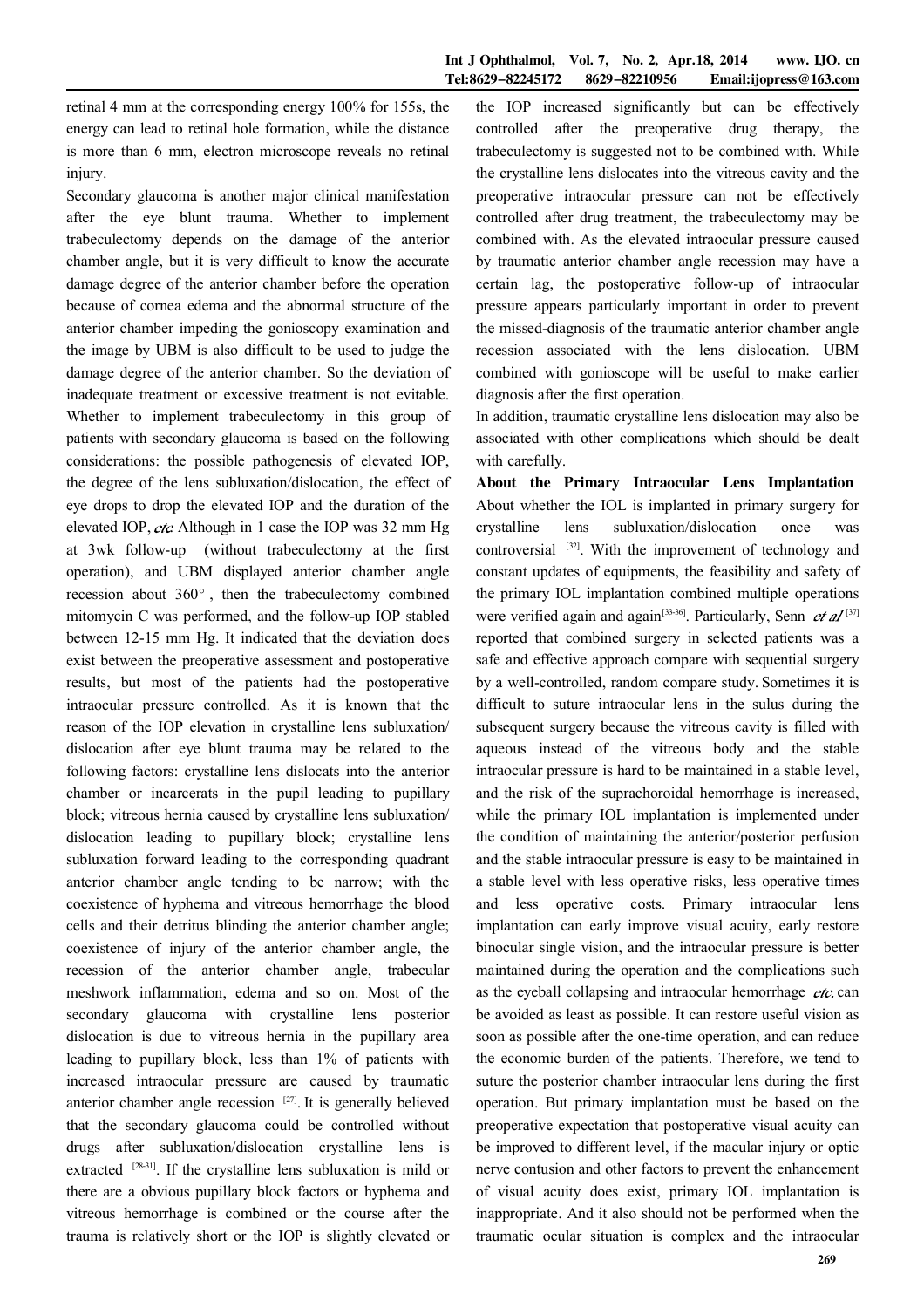retinal 4 mm at the corresponding energy 100% for 155s, the energy can lead to retinal hole formation, while the distance is more than 6 mm, electron microscope reveals no retinal injury.

Secondary glaucoma is another major clinical manifestation after the eye blunt trauma. Whether to implement trabeculectomy depends on the damage of the anterior chamber angle, but it is very difficult to know the accurate damage degree of the anterior chamber before the operation because of cornea edema and the abnormal structure of the anterior chamber impeding the gonioscopy examination and the image by UBM is also difficult to be used to judge the damage degree of the anterior chamber. So the deviation of inadequate treatment or excessive treatment is not evitable. Whether to implement trabeculectomy in this group of patients with secondary glaucoma is based on the following considerations: the possible pathogenesis of elevated IOP, the degree of the lens subluxation/dislocation, the effect of eye drops to drop the elevated IOP and the duration of the elevated IOP, *etc.* Although in 1 case the IOP was 32 mm Hg at 3wk follow-up (without trabeculectomy at the first operation), and UBM displayed anterior chamber angle recession about 360°, then the trabeculectomy combined mitomycin C was performed, and the follow-up IOP stabled between 12-15 mm Hg. It indicated that the deviation does exist between the preoperative assessment and postoperative results, but most of the patients had the postoperative intraocular pressure controlled. As it is known that the reason of the IOP elevation in crystalline lens subluxation/ dislocation after eye blunt trauma may be related to the following factors: crystalline lens dislocats into the anterior chamber or incarcerats in the pupil leading to pupillary block; vitreous hernia caused by crystalline lens subluxation/ dislocation leading to pupillary block; crystalline lens subluxation forward leading to the corresponding quadrant anterior chamber angle tending to be narrow; with the coexistence of hyphema and vitreous hemorrhage the blood cells and their detritus blinding the anterior chamber angle; coexistence of injury of the anterior chamber angle, the recession of the anterior chamber angle, trabecular meshwork inflammation, edema and so on. Most of the secondary glaucoma with crystalline lens posterior dislocation is due to vitreous hernia in the pupillary area leading to pupillary block, less than 1% of patients with increased intraocular pressure are caused by traumatic anterior chamber angle recession [27]. It is generally believed that the secondary glaucoma could be controlled without drugs after subluxation/dislocation crystalline lens is extracted [28-31]. If the crystalline lens subluxation is mild or there are a obvious pupillary block factors or hyphema and vitreous hemorrhage is combined or the course after the trauma is relatively short or the IOP is slightly elevated or the IOP increased significantly but can be effectively controlled after the preoperative drug therapy, the trabeculectomy is suggested not to be combined with. While the crystalline lens dislocates into the vitreous cavity and the preoperative intraocular pressure can not be effectively controlled after drug treatment, the trabeculectomy may be combined with. As the elevated intraocular pressure caused by traumatic anterior chamber angle recession may have a certain lag, the postoperative follow-up of intraocular pressure appears particularly important in order to prevent the missed-diagnosis of the traumatic anterior chamber angle recession associated with the lens dislocation. UBM combined with gonioscope will be useful to make earlier diagnosis after the first operation.

In addition, traumatic crystalline lens dislocation may also be associated with other complications which should be dealt with carefully.

**About the Primary Intraocular Lens Implantation** About whether the IOL is implanted in primary surgery for crystalline lens subluxation/dislocation once was controversial [32]. With the improvement of technology and constant updates of equipments, the feasibility and safety of the primary IOL implantation combined multiple operations were verified again and again[33-36]. Particularly, Senn *et al* [37] reported that combined surgery in selected patients was a safe and effective approach compare with sequential surgery by a well-controlled, random compare study. Sometimes it is difficult to suture intraocular lens in the sulus during the subsequent surgery because the vitreous cavity is filled with aqueous instead of the vitreous body and the stable intraocular pressure is hard to be maintained in a stable level, and the risk of the suprachoroidal hemorrhage is increased, while the primary IOL implantation is implemented under the condition of maintaining the anterior/posterior perfusion and the stable intraocular pressure is easy to be maintained in a stable level with less operative risks, less operative times and less operative costs. Primary intraocular lens implantation can early improve visual acuity, early restore binocular single vision, and the intraocular pressure is better maintained during the operation and the complications such as the eyeball collapsing and intraocular hemorrhage *etc.* can be avoided as least as possible. It can restore useful vision as soon as possible after the one-time operation, and can reduce the economic burden of the patients. Therefore, we tend to suture the posterior chamber intraocular lens during the first operation. But primary implantation must be based on the preoperative expectation that postoperative visual acuity can be improved to different level, if the macular injury or optic nerve contusion and other factors to prevent the enhancement of visual acuity does exist, primary IOL implantation is inappropriate. And it also should not be performed when the traumatic ocular situation is complex and the intraocular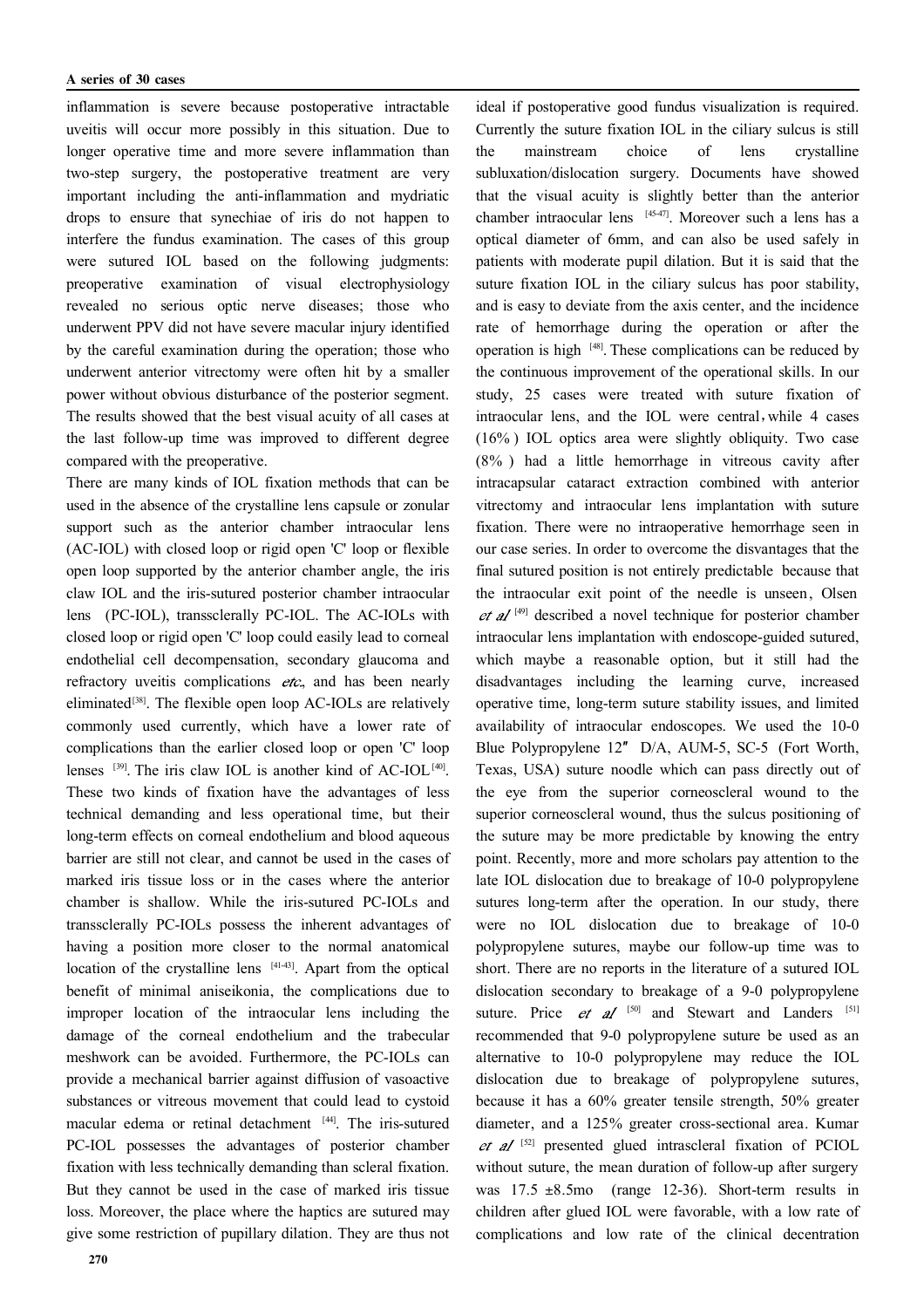inflammation is severe because postoperative intractable uveitis will occur more possibly in this situation. Due to longer operative time and more severe inflammation than two-step surgery, the postoperative treatment are very important including the anti-inflammation and mydriatic drops to ensure that synechiae of iris do not happen to interfere the fundus examination. The cases of this group were sutured IOL based on the following judgments: preoperative examination of visual electrophysiology revealed no serious optic nerve diseases; those who underwent PPV did not have severe macular injury identified by the careful examination during the operation; those who underwent anterior vitrectomy were often hit by a smaller power without obvious disturbance of the posterior segment. The results showed that the best visual acuity of all cases at the last follow-up time was improved to different degree compared with the preoperative.

There are many kinds of IOL fixation methods that can be used in the absence of the crystalline lens capsule or zonular support such as the anterior chamber intraocular lens (AC-IOL) with closed loop or rigid open 'C' loop or flexible open loop supported by the anterior chamber angle, the iris claw IOL and the iris-sutured posterior chamber intraocular lens (PC-IOL), transsclerally PC-IOL. The AC-IOLs with closed loop or rigid open 'C' loop could easily lead to corneal endothelial cell decompensation, secondary glaucoma and refractory uveitis complications *etc*, and has been nearly eliminated[38]. The flexible open loop AC-IOLs are relatively commonly used currently, which have a lower rate of complications than the earlier closed loop or open 'C' loop lenses [39]. The iris claw IOL is another kind of AC-IOL[40]. These two kinds of fixation have the advantages of less technical demanding and less operational time, but their long-term effects on corneal endothelium and blood aqueous barrier are still not clear, and cannot be used in the cases of marked iris tissue loss or in the cases where the anterior chamber is shallow. While the iris-sutured PC-IOLs and transsclerally PC-IOLs possess the inherent advantages of having a position more closer to the normal anatomical location of the crystalline lens [41-43]. Apart from the optical benefit of minimal aniseikonia, the complications due to improper location of the intraocular lens including the damage of the corneal endothelium and the trabecular meshwork can be avoided. Furthermore, the PC-IOLs can provide a mechanical barrier against diffusion of vasoactive substances or vitreous movement that could lead to cystoid macular edema or retinal detachment [44]. The iris-sutured PC-IOL possesses the advantages of posterior chamber fixation with less technically demanding than scleral fixation. But they cannot be used in the case of marked iris tissue loss. Moreover, the place where the haptics are sutured may give some restriction of pupillary dilation. They are thus not ideal if postoperative good fundus visualization is required. Currently the suture fixation IOL in the ciliary sulcus is still the mainstream choice of lens crystalline subluxation/dislocation surgery. Documents have showed that the visual acuity is slightly better than the anterior chamber intraocular lens [45-47]. Moreover such a lens has a optical diameter of 6mm, and can also be used safely in patients with moderate pupil dilation. But it is said that the suture fixation IOL in the ciliary sulcus has poor stability, and is easy to deviate from the axis center, and the incidence rate of hemorrhage during the operation or after the operation is high [48]. These complications can be reduced by the continuous improvement of the operational skills. In our study, 25 cases were treated with suture fixation of intraocular lens, and the IOL were central，while 4 cases (16%) IOL optics area were slightly obliquity. Two case (8%) had a little hemorrhage in vitreous cavity after intracapsular cataract extraction combined with anterior vitrectomy and intraocular lens implantation with suture fixation. There were no intraoperative hemorrhage seen in our case series. In order to overcome the disvantages that the final sutured position is not entirely predictable because that the intraocular exit point of the needle is unseen, Olsen *et al* [49] described a novel technique for posterior chamber intraocular lens implantation with endoscope-guided sutured, which maybe a reasonable option, but it still had the disadvantages including the learning curve, increased operative time, long-term suture stability issues, and limited availability of intraocular endoscopes. We used the 10-0 Blue Polypropylene 12″ D/A, AUM-5, SC-5 (Fort Worth, Texas, USA) suture noodle which can pass directly out of the eye from the superior corneoscleral wound to the superior corneoscleral wound, thus the sulcus positioning of the suture may be more predictable by knowing the entry point. Recently, more and more scholars pay attention to the late IOL dislocation due to breakage of 10-0 polypropylene sutures long-term after the operation. In our study, there were no IOL dislocation due to breakage of 10-0 polypropylene sutures, maybe our follow-up time was to short. There are no reports in the literature of a sutured IOL dislocation secondary to breakage of a 9-0 polypropylene suture. Price *et al* [50] and Stewart and Landers [51] recommended that 9-0 polypropylene suture be used as an alternative to 10-0 polypropylene may reduce the IOL dislocation due to breakage of polypropylene sutures, because it has a 60% greater tensile strength, 50% greater diameter, and a 125% greater cross-sectional area. Kumar *et al* [52] presented glued intrascleral fixation of PCIOL without suture, the mean duration of follow-up after surgery was 17.5 ±8.5mo (range 12-36). Short-term results in children after glued IOL were favorable, with a low rate of complications and low rate of the clinical decentration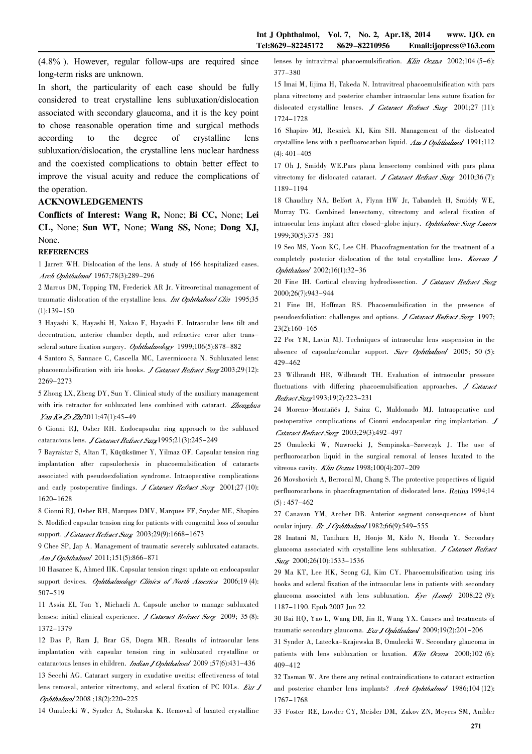(4.8%). However, regular follow-ups are required since long-term risks are unknown.

In short, the particularity of each case should be fully considered to treat crystalline lens subluxation/dislocation associated with secondary glaucoma, and it is the key point to chose reasonable operation time and surgical methods according to the degree of crystalline lens subluxation/dislocation, the crystalline lens nuclear hardness and the coexisted complications to obtain better effect to improve the visual acuity and reduce the complications of the operation.

## ACKNOWLEDGEMENTS

**Conflicts of Interest: Wang R,** None; **Bi CC,** None; **Lei CL,** None; **Sun WT,** None; **Wang SS,** None; **Dong XJ,** None.

## REFERENCES

1 Jarrett WH. Dislocation of the lens. A study of 166 hospitalized cases. *Arch Ophthalmol* 1967;78(3):289-296

2 Marcus DM, Topping TM, Frederick AR Jr. Vitreoretinal management of traumatic dislocation of the crystalline lens. *Int Ophthalmol Clin* 1995;35(1):139-150

3 Hayashi K, Hayashi H, Nakao F, Hayashi F. Intraocular lens tilt and decentration, anterior chamber depth, and refractive error after trans-scleral suture fixation surgery. *Ophthalmology* 1999;106(5):878-882

4 Santoro S, Sannace C, Cascella MC, Lavermicocca N. Subluxated lens: phacoemulsification with iris hooks. *J Cataract Refract Surg* 2003;29(12):2269-2273

5 Zhong LX, Zheng DY, Sun Y. Clinical study of the auxiliary management with iris retractor for subluxated lens combined with cataract. *Zhonghua Yan Ke Za Zhi* 2011;47(1):45-49

6 Cionni RJ, Osher RH. Endocapsular ring approach to the subluxed cataractous lens. *J Cataract Refract Surg* 1995;21(3):245-249

7 Bayraktar S, Altan T, Küçüksümer Y, Yilmaz OF. Capsular tension ring implantation after capsulorhexis in phacoemulsification of cataracts associated with pseudoexfoliation syndrome. Intraoperative complications and early postoperative findings. *J Cataract Refract Surg* 2001;27(10):1620-1628

8 Cionni RJ, Osher RH, Marques DMV, Marques FF, Snyder ME, Shapiro S. Modified capsular tension ring for patients with congenital loss of zonular support. *J Cataract Refract Surg* 2003;29(9):1668-1673

9 Chee SP, Jap A. Management of traumatic severely subluxated cataracts. *Am J Ophthalmol* 2011;151(5):866-871

10 Hasanee K, Ahmed IIK. Capsular tension rings: update on endocapsular support devices. *Ophthalmology Clinics of North America* 2006;19(4):507-519

11 Assia EI, Ton Y, Michaeli A. Capsule anchor to manage subluxated lenses: initial clinical experience. *J Cataract Refract Surg* 2009;35(8):1372-1379

12 Das P, Ram J, Brar GS, Dogra MR. Results of intraocular lens implantation with capsular tension ring in subluxated crystalline or cataractous lenses in children. *Indian J Ophthalmol* 2009;57(6):431-436

13 Secchi AG. Cataract surgery in exudative uveitis: effectiveness of total lens removal, anterior vitrectomy, and scleral fixation of PC IOLs. *Eur J Ophthalmol* 2008;18(2):220-225

14 Omulecki W, Synder A, Stolarska K. Removal of luxated crystalline lenses by intravitreal phacoemulsification. *Klin Oczna* 2002;104(5-6):377-380

15 Imai M, Iijima H, Takeda N. Intravitreal phacoemulsification with pars plana vitrectomy and posterior chamber intraocular lens suture fixation for dislocated crystalline lenses. *J Cataract Refract Surg* 2001;27(11):1724-1728

16 Shapiro MJ, Resnick KI, Kim SH. Management of the dislocated crystalline lens with a perfluorocarbon liquid. *Am J Ophthalmol* 1991;112(4):401-405

17 Oh J, Smiddy WE. Pars plana lensectomy combined with pars plana vitrectomy for dislocated cataract. *J Cataract Refract Surg* 2010;36(7):1189-1194

18 Chaudhry NA, Belfort A, Flynn HW Jr, Tabandeh H, Smiddy WE, Murray TG. Combined lensectomy, vitrectomy and scleral fixation of intraocular lens implant after closed-globe injury. *Ophthalmic Surg Lasers* 1999;30(5):375-381

19 Seo MS, Yoon KC, Lee CH. Phacofragmentation for the treatment of a completely posterior dislocation of the total crystalline lens. *Korean J Ophthalmol* 2002;16(1):32-36

20 Fine IH. Cortical cleaving hydrodissection. *J Cataract Refract Surg* 2000;26(7):943-944

21 Fine IH, Hoffman RS. Phacoemulsification in the presence of pseudoexfoliation: challenges and options. *J Cataract Refract Surg* 1997;23(2):160-165

22 Por YM, Lavin MJ. Techniques of intraocular lens suspension in the absence of capsular/zonular support. *Surv Ophthalmol* 2005;50(5):429-462

23 Wilbrandt HR, Wilbrandt TH. Evaluation of intraocular pressure fluctuations with differing phacoemulsification approaches. *J Cataract Refract Surg* 1993;19(2):223-231

24 Moreno-Montañés J, Sainz C, Maldonado MJ. Intraoperative and postoperative complications of Cionni endocapsular ring implantation. *J Cataract Refract Surg* 2003;29(3):492-497

25 Omulecki W, Nawrocki J, Sempinska-Szewczyk J. The use of perfluorocarbon liquid in the surgical removal of lenses luxated to the vitreous cavity. *Klin Oczna* 1998;100(4):207-209

26 Movshovich A, Berrocal M, Chang S. The protective propertives of liquid perfluorocarbons in phacofragmentation of dislocated lens. *Retina* 1994;14(5):457-462

27 Canavan YM, Archer DB. Anterior segment consequences of blunt ocular injury. *Br J Ophthalmol* 1982;66(9):549-555

28 Inatani M, Tanihara H, Honjo M, Kido N, Honda Y. Secondary glaucoma associated with crystalline lens subluxation. *J Cataract Refract Surg* 2000;26(10):1533-1536

29 Ma KT, Lee HK, Seong GJ, Kim CY. Phacoemulsification using iris hooks and scleral fixation of the intraocular lens in patients with secondary glaucoma associated with lens subluxation. *Eye (Lond)* 2008;22(9):1187-1190. Epub 2007 Jun 22

30 Bai HQ, Yao L, Wang DB, Jin R, Wang YX. Causes and treatments of traumatic secondary glaucoma. *Eur J Ophthalmol* 2009;19(2):201-206

31 Synder A, Latecka-Krajewska B, Omulecki W. Secondary glaucoma in patients with lens subluxation or luxation. *Klin Oczna* 2000;102(6):409-412

32 Tasman W. Are there any retinal contraindications to cataract extraction and posterior chamber lens implants? *Arch Ophthalmol* 1986;104(12):1767-1768

33 Foster RE, Lowder CY, Meisler DM, Zakov ZN, Meyers SM, Ambler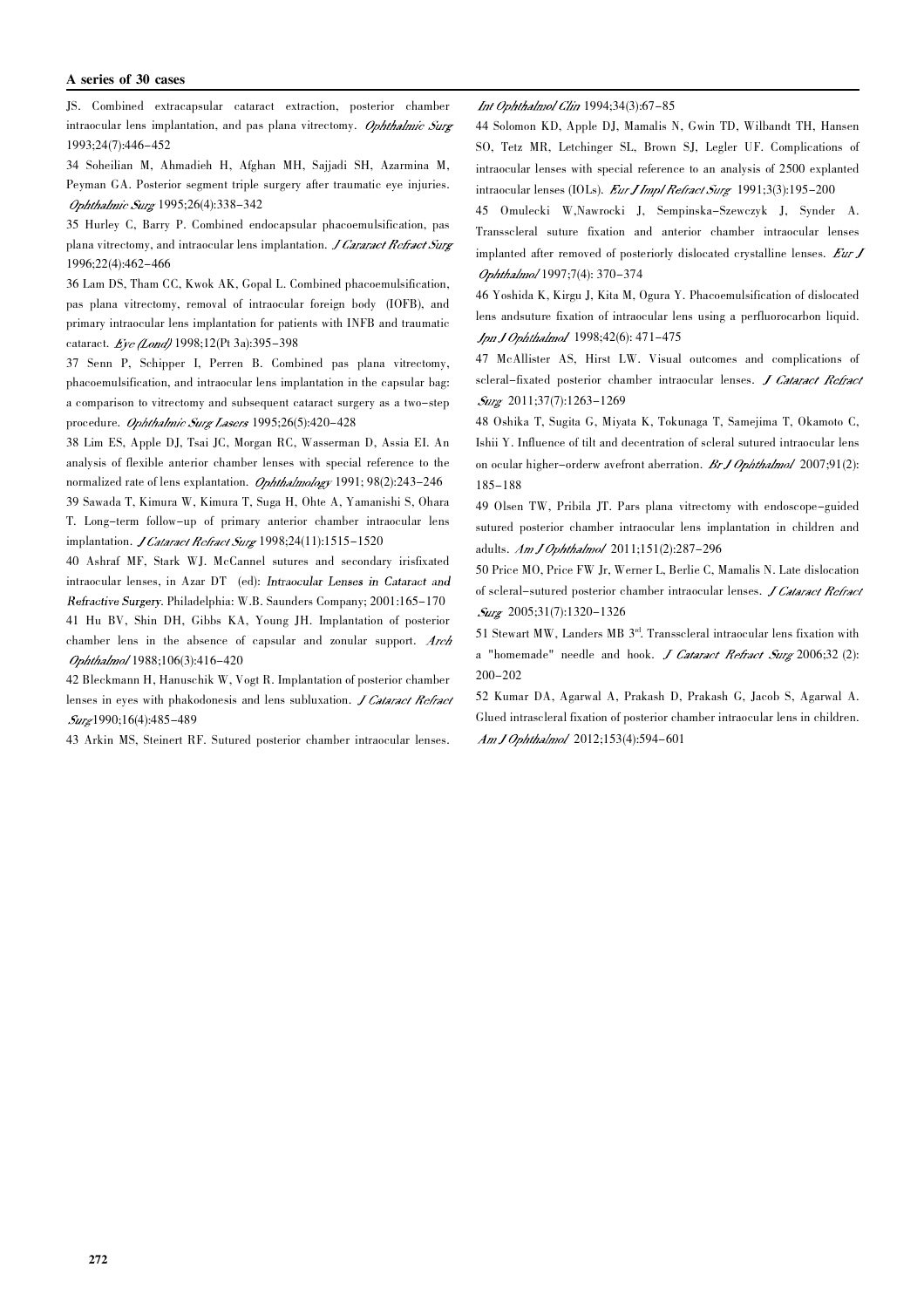JS. Combined extracapsular cataract extraction, posterior chamber intraocular lens implantation, and pas plana vitrectomy. *Ophthalmic Surg* 1993;24(7):446–452

34 Soheilian M, Ahmadieh H, Afghan MH, Sajjadi SH, Azarmina M, Peyman GA. Posterior segment triple surgery after traumatic eye injuries. *Ophthalmic Surg* 1995;26(4):338–342

35 Hurley C, Barry P. Combined endocapsular phacoemulsification, pas plana vitrectomy, and intraocular lens implantation. *J Cararact Refract Surg* 1996;22(4):462–466

36 Lam DS, Tham CC, Kwok AK, Gopal L. Combined phacoemulsification, pas plana vitrectomy, removal of intraocular foreign body (IOFB), and primary intraocular lens implantation for patients with INFB and traumatic cataract. *Eye (Lond)* 1998;12(Pt 3a):395–398

37 Senn P, Schipper I, Perren B. Combined pas plana vitrectomy, phacoemulsification, and intraocular lens implantation in the capsular bag: a comparison to vitrectomy and subsequent cataract surgery as a two–step procedure. *Ophthalmic Surg Lasers* 1995;26(5):420–428

38 Lim ES, Apple DJ, Tsai JC, Morgan RC, Wasserman D, Assia EI. An analysis of flexible anterior chamber lenses with special reference to the normalized rate of lens explantation. *Ophthalmology* 1991; 98(2):243–246

39 Sawada T, Kimura W, Kimura T, Suga H, Ohte A, Yamanishi S, Ohara T. Long–term follow–up of primary anterior chamber intraocular lens implantation. *J Cataract Refract Surg* 1998;24(11):1515–1520

40 Ashraf MF, Stark WJ. McCannel sutures and secondary irisfixated intraocular lenses, in Azar DT (ed): *Intraocular Lenses in Cataract and Refractive Surgery*. Philadelphia: W.B. Saunders Company; 2001:165–170

41 Hu BV, Shin DH, Gibbs KA, Young JH. Implantation of posterior chamber lens in the absence of capsular and zonular support. *Arch Ophthalmol* 1988;106(3):416–420

42 Bleckmann H, Hanuschik W, Vogt R. Implantation of posterior chamber lenses in eyes with phakodonesis and lens subluxation. *J Cataract Refract Surg* 1990;16(4):485–489

43 Arkin MS, Steinert RF. Sutured posterior chamber intraocular lenses. *Int Ophthalmol Clin* 1994;34(3):67–85

44 Solomon KD, Apple DJ, Mamalis N, Gwin TD, Wilbandt TH, Hansen SO, Tetz MR, Letchinger SL, Brown SJ, Legler UF. Complications of intraocular lenses with special reference to an analysis of 2500 explanted intraocular lenses (IOLs). *Eur J Impl Refract Surg* 1991;3(3):195–200

45 Omulecki W,Nawrocki J, Sempinska–Szewczyk J, Synder A. Transscleral suture fixation and anterior chamber intraocular lenses implanted after removed of posteriorly dislocated crystalline lenses. *Eur J Ophthalmol* 1997;7(4): 370–374

46 Yoshida K, Kirgu J, Kita M, Ogura Y. Phacoemulsification of dislocated lens andsuture fixation of intraocular lens using a perfluorocarbon liquid. *Jpn J Ophthalmol* 1998;42(6): 471–475

47 McAllister AS, Hirst LW. Visual outcomes and complications of scleral–fixated posterior chamber intraocular lenses. *J Cataract Refract Surg* 2011;37(7):1263–1269

48 Oshika T, Sugita G, Miyata K, Tokunaga T, Samejima T, Okamoto C, Ishii Y. Influence of tilt and decentration of scleral sutured intraocular lens on ocular higher–orderw avefront aberration. *Br J Ophthalmol* 2007;91(2): 185–188

49 Olsen TW, Pribila JT. Pars plana vitrectomy with endoscope–guided sutured posterior chamber intraocular lens implantation in children and adults. *Am J Ophthalmol* 2011;151(2):287–296

50 Price MO, Price FW Jr, Werner L, Berlie C, Mamalis N. Late dislocation of scleral–sutured posterior chamber intraocular lenses. *J Cataract Refract Surg* 2005;31(7):1320–1326

51 Stewart MW, Landers MB 3rd. Transscleral intraocular lens fixation with a "homemade" needle and hook. *J Cataract Refract Surg* 2006;32 (2): 200–202

52 Kumar DA, Agarwal A, Prakash D, Prakash G, Jacob S, Agarwal A. Glued intrascleral fixation of posterior chamber intraocular lens in children. *Am J Ophthalmol* 2012;153(4):594–601